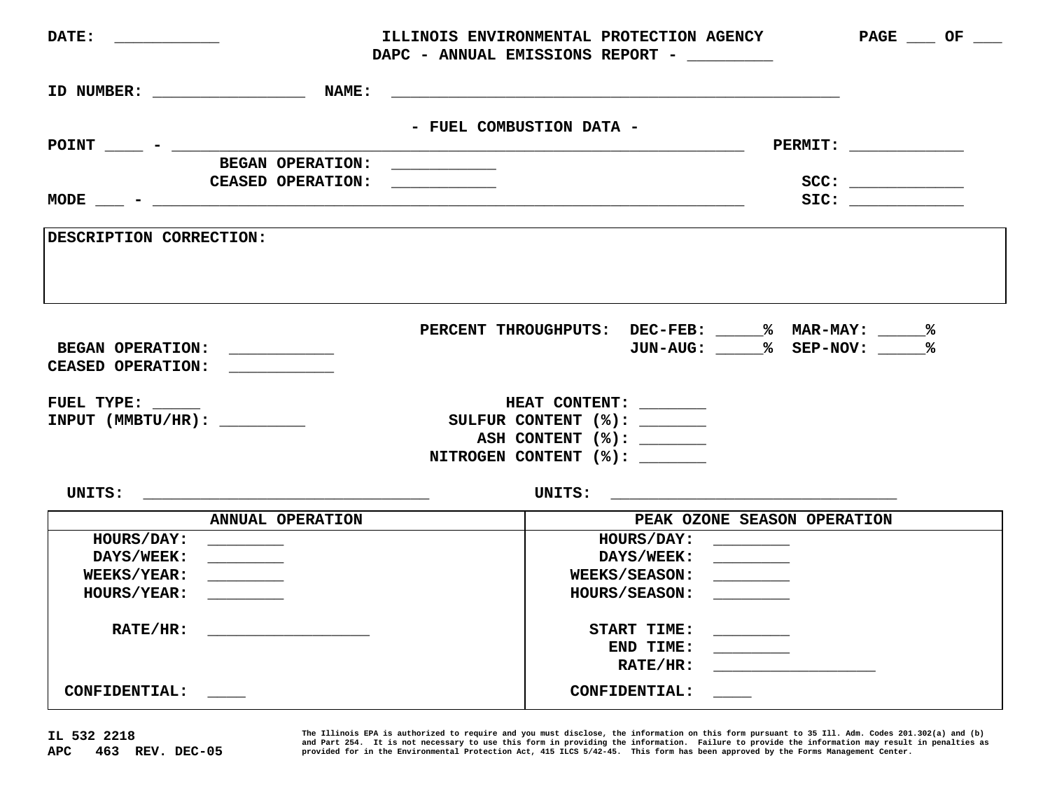DATE: ___________ **ILLINOIS ENVIRONMENTAL PROTECTION AGENCY** PAGE ___ OF ___

**DAPC - ANNUAL EMISSIONS REPORT - _________**

ID NUMBER: ________________ NAME: _______________________________________________

## - FUEL COMBUSTION DATA -

POINT ____ - ____________________________________________________________ PERMIT: ____________

BEGAN OPERATION: ___________

CEASED OPERATION: ___________ SCC: ____________

MODE ___ - ______________________________________________________________ SIC: ____________

| DESCRIPTION CORRECTION: |
|---|
| |

PERCENT THROUGHPUTS: DEC-FEB: _____% MAR-MAY: _____%

JUN-AUG: _____% SEP-NOV: _____%

BEGAN OPERATION: ___________

CEASED OPERATION: ___________

FUEL TYPE: _____

INPUT (MMBTU/HR): _________

HEAT CONTENT: _______

SULFUR CONTENT (%): _______

ASH CONTENT (%): _______

NITROGEN CONTENT (%): _______

UNITS: ______________________________ UNITS: ______________________________

| ANNUAL OPERATION | PEAK OZONE SEASON OPERATION |
|---|---|
| HOURS/DAY: ________ | HOURS/DAY: ________ |
| DAYS/WEEK: ________ | DAYS/WEEK: ________ |
| WEEKS/YEAR: ________ | WEEKS/SEASON: ________ |
| HOURS/YEAR: ________ | HOURS/SEASON: ________ |
| RATE/HR: _________________ | START TIME: ________ |
| | END TIME: ________ |
| | RATE/HR: _________________ |
| CONFIDENTIAL: ____ | CONFIDENTIAL: ____ |

IL 532 2218

APC 463 REV. DEC-05

The Illinois EPA is authorized to require and you must disclose, the information on this form pursuant to 35 Ill. Adm. Codes 201.302(a) and (b) and Part 254. It is not necessary to use this form in providing the information. Failure to provide the information may result in penalties as provided for in the Environmental Protection Act, 415 ILCS 5/42-45. This form has been approved by the Forms Management Center.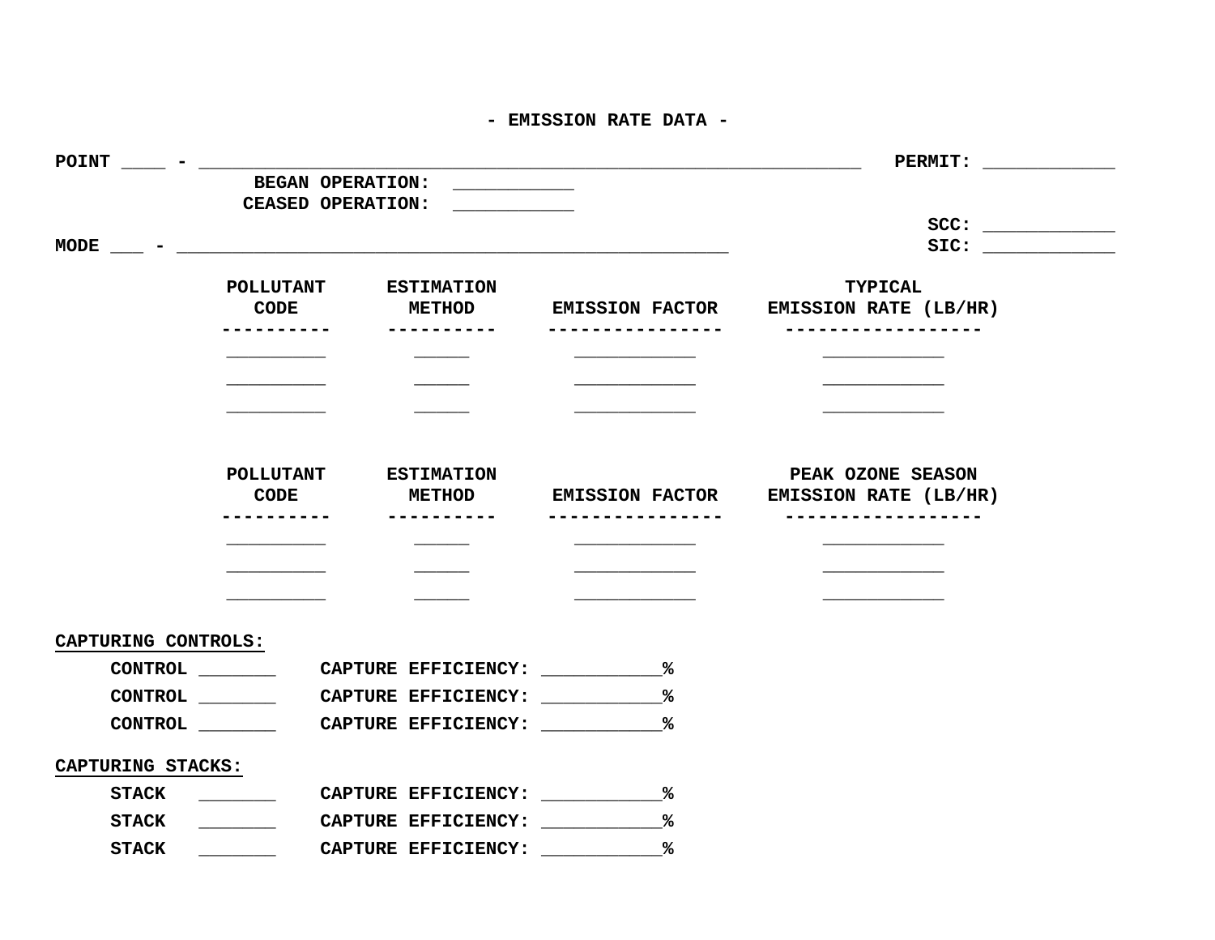# - EMISSION RATE DATA -

**POINT ____ - ____________________________________________________________ PERMIT: ____________**

**BEGAN OPERATION: ___________**

**CEASED OPERATION: ___________**

**SCC: ____________**

**MODE ___ - __________________________________________________ SIC: ____________**

| POLLUTANT CODE | ESTIMATION METHOD | EMISSION FACTOR | TYPICAL EMISSION RATE (LB/HR) |
|---|---|---|---|
| _________ | _____ | ___________ | ___________ |
| _________ | _____ | ___________ | ___________ |
| _________ | _____ | ___________ | ___________ |

| POLLUTANT CODE | ESTIMATION METHOD | EMISSION FACTOR | PEAK OZONE SEASON EMISSION RATE (LB/HR) |
|---|---|---|---|
| _________ | _____ | ___________ | ___________ |
| _________ | _____ | ___________ | ___________ |
| _________ | _____ | ___________ | ___________ |

**CAPTURING CONTROLS:**

**CONTROL _______ CAPTURE EFFICIENCY: ___________%**

**CONTROL _______ CAPTURE EFFICIENCY: ___________%**

**CONTROL _______ CAPTURE EFFICIENCY: ___________%**

**CAPTURING STACKS:**

**STACK _______ CAPTURE EFFICIENCY: ___________%**

**STACK _______ CAPTURE EFFICIENCY: ___________%**

**STACK _______ CAPTURE EFFICIENCY: ___________%**